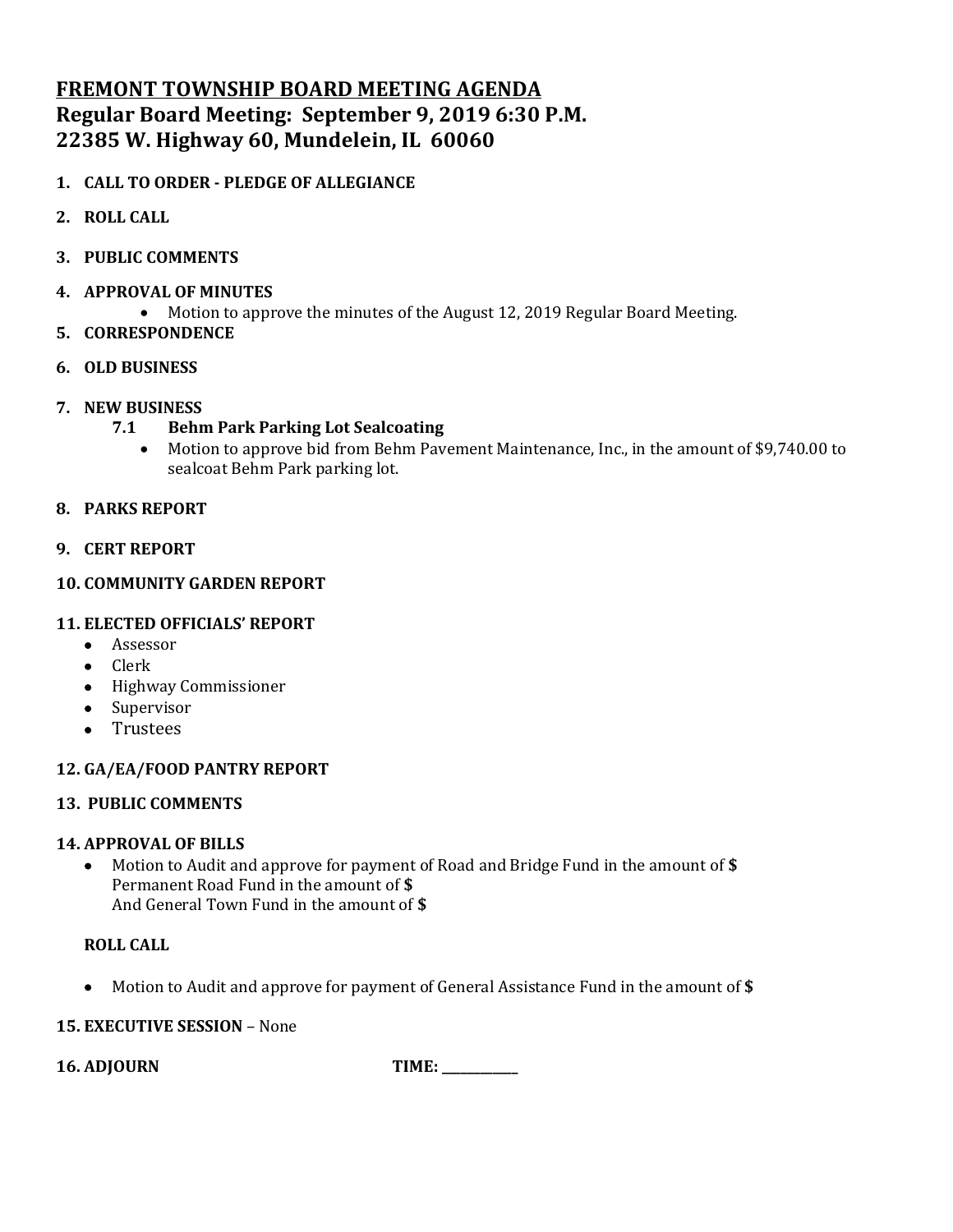# FREMONT TOWNSHIP BOARD MEETING AGENDA

## Regular Board Meeting: September 9, 2019 6:30 P.M.

## 22385 W. Highway 60, Mundelein, IL 60060

1. **CALL TO ORDER - PLEDGE OF ALLEGIANCE**
2. **ROLL CALL**
3. **PUBLIC COMMENTS**
4. **APPROVAL OF MINUTES**
   - Motion to approve the minutes of the August 12, 2019 Regular Board Meeting.
5. **CORRESPONDENCE**
6. **OLD BUSINESS**
7. **NEW BUSINESS**
   - **7.1 Behm Park Parking Lot Sealcoating**
     - Motion to approve bid from Behm Pavement Maintenance, Inc., in the amount of $9,740.00 to sealcoat Behm Park parking lot.
8. **PARKS REPORT**
9. **CERT REPORT**
10. **COMMUNITY GARDEN REPORT**
11. **ELECTED OFFICIALS' REPORT**
    - Assessor
    - Clerk
    - Highway Commissioner
    - Supervisor
    - Trustees
12. **GA/EA/FOOD PANTRY REPORT**
13. **PUBLIC COMMENTS**
14. **APPROVAL OF BILLS**
    - Motion to Audit and approve for payment of Road and Bridge Fund in the amount of **$**
      Permanent Road Fund in the amount of **$**
      And General Town Fund in the amount of **$**

    **ROLL CALL**

    - Motion to Audit and approve for payment of General Assistance Fund in the amount of **$**
15. **EXECUTIVE SESSION** – None
16. **ADJOURN** **TIME: \_\_\_\_\_\_\_\_\_\_\_\_**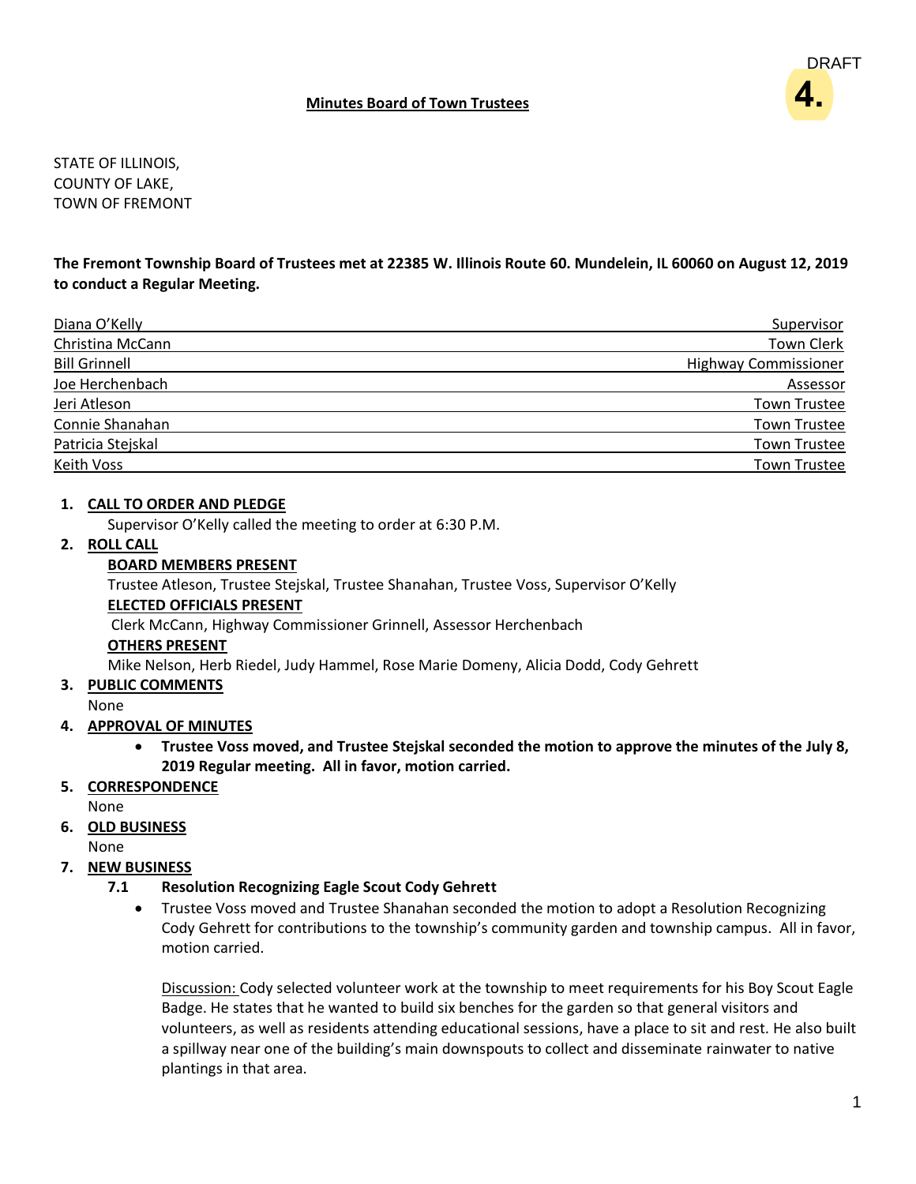DRAFT

**4.**

**Minutes Board of Town Trustees**

STATE OF ILLINOIS,
COUNTY OF LAKE,
TOWN OF FREMONT

**The Fremont Township Board of Trustees met at 22385 W. Illinois Route 60. Mundelein, IL 60060 on August 12, 2019 to conduct a Regular Meeting.**

| | |
|---|---|
| Diana O'Kelly | Supervisor |
| Christina McCann | Town Clerk |
| Bill Grinnell | Highway Commissioner |
| Joe Herchenbach | Assessor |
| Jeri Atleson | Town Trustee |
| Connie Shanahan | Town Trustee |
| Patricia Stejskal | Town Trustee |
| Keith Voss | Town Trustee |

1. **CALL TO ORDER AND PLEDGE**

   Supervisor O'Kelly called the meeting to order at 6:30 P.M.

2. **ROLL CALL**

   **BOARD MEMBERS PRESENT**

   Trustee Atleson, Trustee Stejskal, Trustee Shanahan, Trustee Voss, Supervisor O'Kelly

   **ELECTED OFFICIALS PRESENT**

   Clerk McCann, Highway Commissioner Grinnell, Assessor Herchenbach

   **OTHERS PRESENT**

   Mike Nelson, Herb Riedel, Judy Hammel, Rose Marie Domeny, Alicia Dodd, Cody Gehrett

3. **PUBLIC COMMENTS**

   None

4. **APPROVAL OF MINUTES**

   - **Trustee Voss moved, and Trustee Stejskal seconded the motion to approve the minutes of the July 8, 2019 Regular meeting. All in favor, motion carried.**

5. **CORRESPONDENCE**

   None

6. **OLD BUSINESS**

   None

7. **NEW BUSINESS**

   **7.1 Resolution Recognizing Eagle Scout Cody Gehrett**

   - Trustee Voss moved and Trustee Shanahan seconded the motion to adopt a Resolution Recognizing Cody Gehrett for contributions to the township's community garden and township campus. All in favor, motion carried.

     Discussion: Cody selected volunteer work at the township to meet requirements for his Boy Scout Eagle Badge. He states that he wanted to build six benches for the garden so that general visitors and volunteers, as well as residents attending educational sessions, have a place to sit and rest. He also built a spillway near one of the building's main downspouts to collect and disseminate rainwater to native plantings in that area.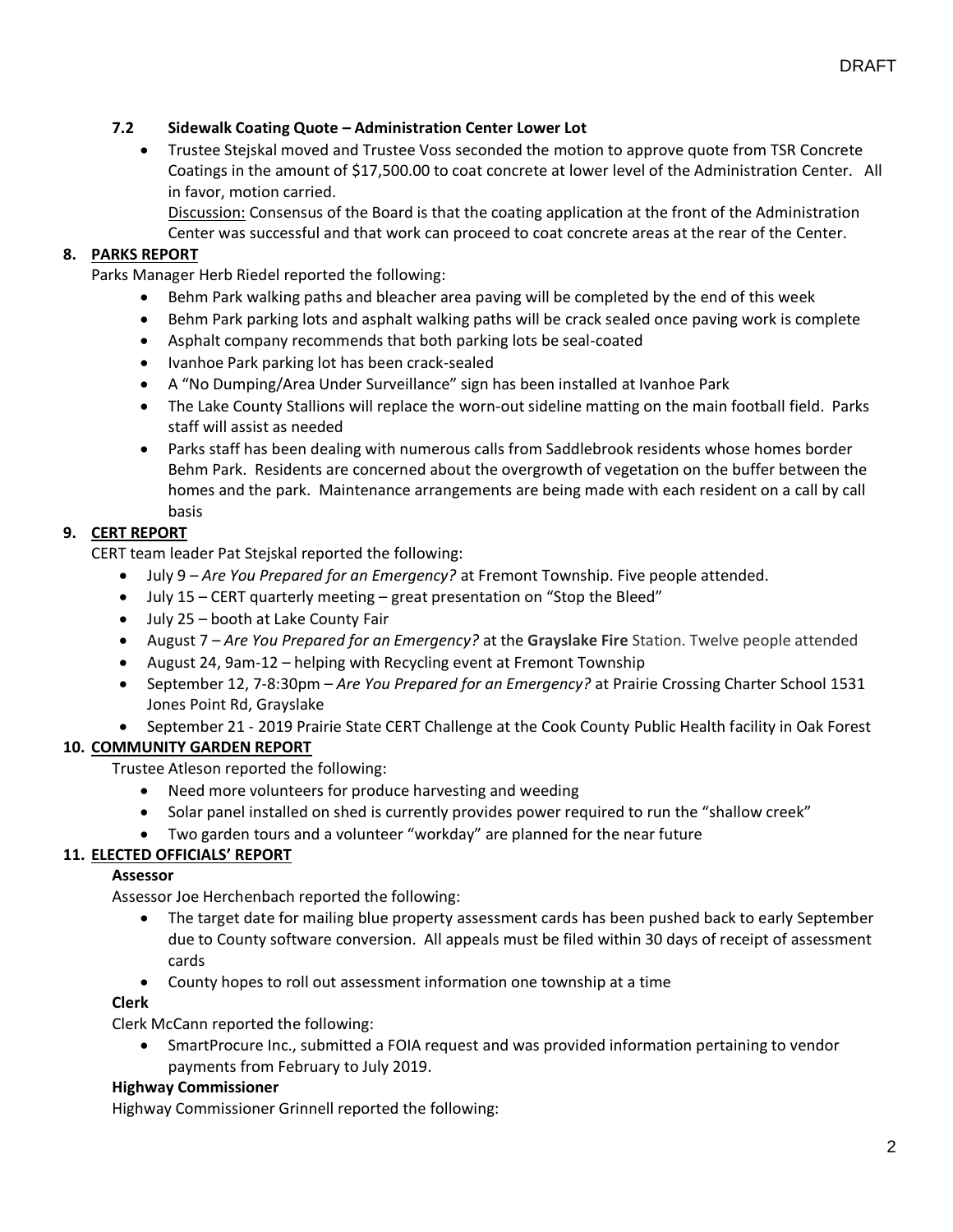DRAFT

### 7.2 Sidewalk Coating Quote – Administration Center Lower Lot

- Trustee Stejskal moved and Trustee Voss seconded the motion to approve quote from TSR Concrete Coatings in the amount of $17,500.00 to coat concrete at lower level of the Administration Center. All in favor, motion carried.

  Discussion: Consensus of the Board is that the coating application at the front of the Administration Center was successful and that work can proceed to coat concrete areas at the rear of the Center.

## 8. PARKS REPORT

Parks Manager Herb Riedel reported the following:

- Behm Park walking paths and bleacher area paving will be completed by the end of this week
- Behm Park parking lots and asphalt walking paths will be crack sealed once paving work is complete
- Asphalt company recommends that both parking lots be seal-coated
- Ivanhoe Park parking lot has been crack-sealed
- A "No Dumping/Area Under Surveillance" sign has been installed at Ivanhoe Park
- The Lake County Stallions will replace the worn-out sideline matting on the main football field. Parks staff will assist as needed
- Parks staff has been dealing with numerous calls from Saddlebrook residents whose homes border Behm Park. Residents are concerned about the overgrowth of vegetation on the buffer between the homes and the park. Maintenance arrangements are being made with each resident on a call by call basis

## 9. CERT REPORT

CERT team leader Pat Stejskal reported the following:

- July 9 – *Are You Prepared for an Emergency?* at Fremont Township. Five people attended.
- July 15 – CERT quarterly meeting – great presentation on "Stop the Bleed"
- July 25 – booth at Lake County Fair
- August 7 – *Are You Prepared for an Emergency?* at the **Grayslake Fire** Station. Twelve people attended
- August 24, 9am-12 – helping with Recycling event at Fremont Township
- September 12, 7-8:30pm – *Are You Prepared for an Emergency?* at Prairie Crossing Charter School 1531 Jones Point Rd, Grayslake
- September 21 - 2019 Prairie State CERT Challenge at the Cook County Public Health facility in Oak Forest

## 10. COMMUNITY GARDEN REPORT

Trustee Atleson reported the following:

- Need more volunteers for produce harvesting and weeding
- Solar panel installed on shed is currently provides power required to run the "shallow creek"
- Two garden tours and a volunteer "workday" are planned for the near future

## 11. ELECTED OFFICIALS' REPORT

**Assessor**

Assessor Joe Herchenbach reported the following:

- The target date for mailing blue property assessment cards has been pushed back to early September due to County software conversion. All appeals must be filed within 30 days of receipt of assessment cards
- County hopes to roll out assessment information one township at a time

**Clerk**

Clerk McCann reported the following:

- SmartProcure Inc., submitted a FOIA request and was provided information pertaining to vendor payments from February to July 2019.

**Highway Commissioner**

Highway Commissioner Grinnell reported the following: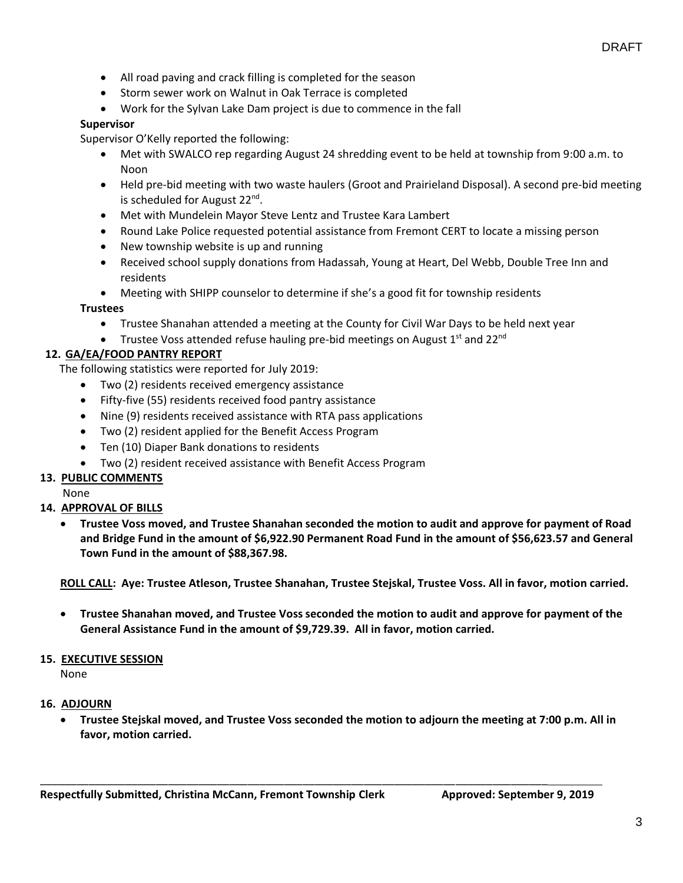DRAFT

- All road paving and crack filling is completed for the season
- Storm sewer work on Walnut in Oak Terrace is completed
- Work for the Sylvan Lake Dam project is due to commence in the fall

**Supervisor**

Supervisor O'Kelly reported the following:

- Met with SWALCO rep regarding August 24 shredding event to be held at township from 9:00 a.m. to Noon
- Held pre-bid meeting with two waste haulers (Groot and Prairieland Disposal). A second pre-bid meeting is scheduled for August 22nd.
- Met with Mundelein Mayor Steve Lentz and Trustee Kara Lambert
- Round Lake Police requested potential assistance from Fremont CERT to locate a missing person
- New township website is up and running
- Received school supply donations from Hadassah, Young at Heart, Del Webb, Double Tree Inn and residents
- Meeting with SHIPP counselor to determine if she's a good fit for township residents

**Trustees**

- Trustee Shanahan attended a meeting at the County for Civil War Days to be held next year
- Trustee Voss attended refuse hauling pre-bid meetings on August 1st and 22nd

**12. GA/EA/FOOD PANTRY REPORT**

The following statistics were reported for July 2019:

- Two (2) residents received emergency assistance
- Fifty-five (55) residents received food pantry assistance
- Nine (9) residents received assistance with RTA pass applications
- Two (2) resident applied for the Benefit Access Program
- Ten (10) Diaper Bank donations to residents
- Two (2) resident received assistance with Benefit Access Program

**13. PUBLIC COMMENTS**

None

**14. APPROVAL OF BILLS**

- **Trustee Voss moved, and Trustee Shanahan seconded the motion to audit and approve for payment of Road and Bridge Fund in the amount of $6,922.90 Permanent Road Fund in the amount of $56,623.57 and General Town Fund in the amount of $88,367.98.**

**ROLL CALL: Aye: Trustee Atleson, Trustee Shanahan, Trustee Stejskal, Trustee Voss. All in favor, motion carried.**

- **Trustee Shanahan moved, and Trustee Voss seconded the motion to audit and approve for payment of the General Assistance Fund in the amount of $9,729.39. All in favor, motion carried.**

**15. EXECUTIVE SESSION**

None

**16. ADJOURN**

- **Trustee Stejskal moved, and Trustee Voss seconded the motion to adjourn the meeting at 7:00 p.m. All in favor, motion carried.**

______________________________________________________________________________

**Respectfully Submitted, Christina McCann, Fremont Township Clerk** **Approved: September 9, 2019**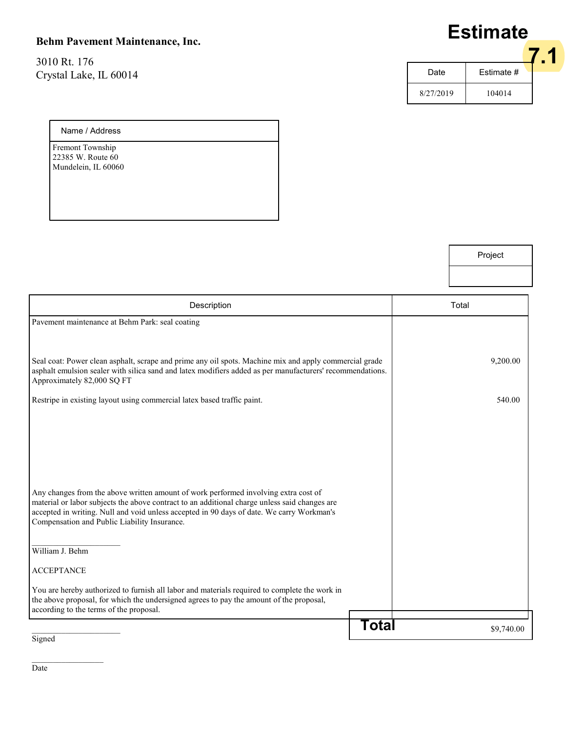**Behm Pavement Maintenance, Inc.**

3010 Rt. 176
Crystal Lake, IL 60014

# Estimate

7.1

| Date | Estimate # |
|---|---|
| 8/27/2019 | 104014 |

| Name / Address |
|---|
| Fremont Township<br>22385 W. Route 60<br>Mundelein, IL 60060 |

| Project |
|---|
| |

| Description | Total |
|---|---|
| Pavement maintenance at Behm Park: seal coating | |
| Seal coat: Power clean asphalt, scrape and prime any oil spots. Machine mix and apply commercial grade asphalt emulsion sealer with silica sand and latex modifiers added as per manufacturers' recommendations. Approximately 82,000 SQ FT | 9,200.00 |
| Restripe in existing layout using commercial latex based traffic paint. | 540.00 |

Any changes from the above written amount of work performed involving extra cost of material or labor subjects the above contract to an additional charge unless said changes are accepted in writing. Null and void unless accepted in 90 days of date. We carry Workman's Compensation and Public Liability Insurance.

\_\_\_\_\_\_\_\_\_\_\_\_\_\_\_\_\_\_\_\_\_\_
William J. Behm

ACCEPTANCE

You are hereby authorized to furnish all labor and materials required to complete the work in the above proposal, for which the undersigned agrees to pay the amount of the proposal, according to the terms of the proposal.

**Total** $9,740.00

\_\_\_\_\_\_\_\_\_\_\_\_\_\_\_\_\_\_\_\_\_\_
Signed

\_\_\_\_\_\_\_\_\_\_\_\_\_\_\_\_\_\_
Date